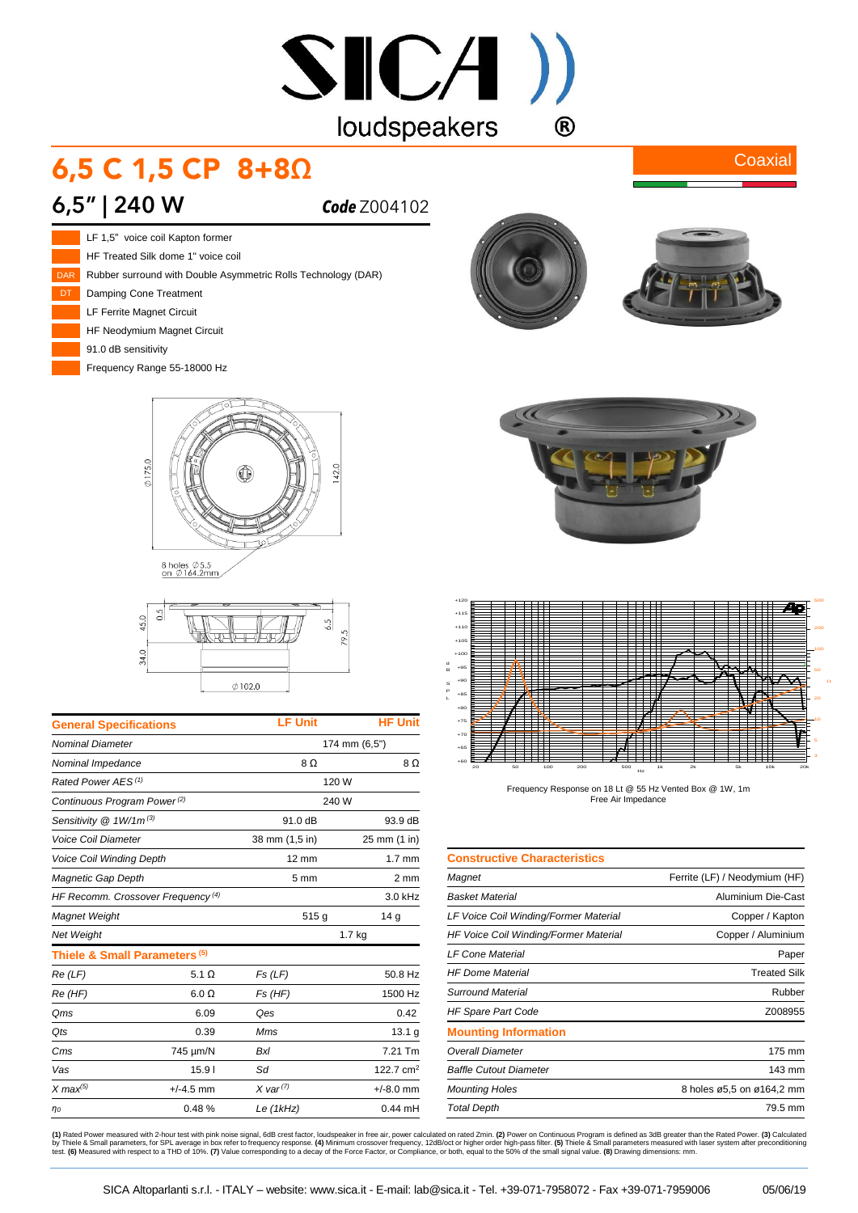SICA loudspeakers ®

# 6,5 C 1,5 CP 8+8Ω

Coaxial

## 6,5" | 240 W

***Code*** Z004102

- LF 1,5" voice coil Kapton former
- HF Treated Silk dome 1" voice coil
- DAR — Rubber surround with Double Asymmetric Rolls Technology (DAR)
- DT — Damping Cone Treatment
- LF Ferrite Magnet Circuit
- HF Neodymium Magnet Circuit
- 91.0 dB sensitivity
- Frequency Range 55-18000 Hz

Frequency Response on 18 Lt @ 55 Hz Vented Box @ 1W, 1m
Free Air Impedance

| General Specifications | LF Unit | HF Unit |
|---|---|---|
| *Nominal Diameter* | 174 mm (6,5") | |
| *Nominal Impedance* | 8 Ω | 8 Ω |
| *Rated Power AES* (1) | 120 W | |
| *Continuous Program Power* (2) | 240 W | |
| *Sensitivity @ 1W/1m* (3) | 91.0 dB | 93.9 dB |
| *Voice Coil Diameter* | 38 mm (1,5 in) | 25 mm (1 in) |
| *Voice Coil Winding Depth* | 12 mm | 1.7 mm |
| *Magnetic Gap Depth* | 5 mm | 2 mm |
| *HF Recomm. Crossover Frequency* (4) | | 3.0 kHz |
| *Magnet Weight* | 515 g | 14 g |
| *Net Weight* | 1.7 kg | |

| Thiele & Small Parameters (5) | | | |
|---|---|---|---|
| *Re (LF)* | 5.1 Ω | *Fs (LF)* | 50.8 Hz |
| *Re (HF)* | 6.0 Ω | *Fs (HF)* | 1500 Hz |
| *Qms* | 6.09 | *Qes* | 0.42 |
| *Qts* | 0.39 | *Mms* | 13.1 g |
| *Cms* | 745 µm/N | *Bxl* | 7.21 Tm |
| *Vas* | 15.9 l | *Sd* | 122.7 cm² |
| *X max* (5) | +/-4.5 mm | *X var* (7) | +/-8.0 mm |
| $\eta_0$ | 0.48 % | *Le (1kHz)* | 0.44 mH |

| Constructive Characteristics | |
|---|---|
| *Magnet* | Ferrite (LF) / Neodymium (HF) |
| *Basket Material* | Aluminium Die-Cast |
| *LF Voice Coil Winding/Former Material* | Copper / Kapton |
| *HF Voice Coil Winding/Former Material* | Copper / Aluminium |
| *LF Cone Material* | Paper |
| *HF Dome Material* | Treated Silk |
| *Surround Material* | Rubber |
| *HF Spare Part Code* | Z008955 |

| Mounting Information | |
|---|---|
| *Overall Diameter* | 175 mm |
| *Baffle Cutout Diameter* | 143 mm |
| *Mounting Holes* | 8 holes ø5,5 on ø164,2 mm |
| *Total Depth* | 79.5 mm |

**(1)** Rated Power measured with 2-hour test with pink noise signal, 6dB crest factor, loudspeaker in free air, power calculated on rated Zmin. **(2)** Power on Continuous Program is defined as 3dB greater than the Rated Power. **(3)** Calculated by Thiele & Small parameters, for SPL average in box refer to frequency response. **(4)** Minimum crossover frequency, 12dB/oct or higher order high-pass filter. **(5)** Thiele & Small parameters measured with laser system after preconditioning test. **(6)** Measured with respect to a THD of 10%. **(7)** Value corresponding to a decay of the Force Factor, or Compliance, or both, equal to the 50% of the small signal value. **(8)** Drawing dimensions: mm.

SICA Altoparlanti s.r.l. - ITALY – website: www.sica.it - E-mail: lab@sica.it - Tel. +39-071-7958072 - Fax +39-071-7959006 05/06/19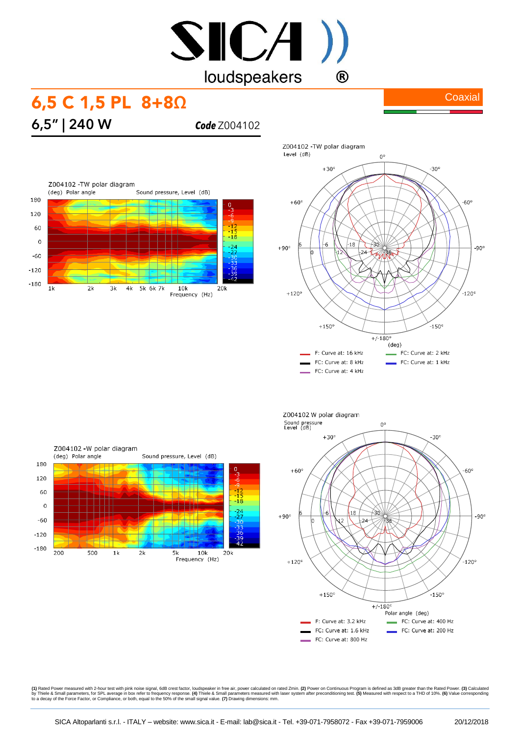# SICA loudspeakers ®

## 6,5 C 1,5 PL 8+8Ω

Coaxial

**6,5" | 240 W** ***Code*** Z004102

Z004102 -TW polar diagram

(deg) Polar angle Sound pressure, Level (dB)

Z004102 -TW polar diagram

Level (dB)

F: Curve at: 16 kHz
FC: Curve at: 8 kHz
FC: Curve at: 4 kHz
FC: Curve at: 2 kHz
FC: Curve at: 1 kHz

Z004102 -W polar diagram

(deg) Polar angle Sound pressure, Level (dB)

Z004102 W polar diagram

Sound pressure Level (dB)

F: Curve at: 3.2 kHz
FC: Curve at: 1.6 kHz
FC: Curve at: 800 Hz
FC: Curve at: 400 Hz
FC: Curve at: 200 Hz

**(1)** Rated Power measured with 2-hour test with pink noise signal, 6dB crest factor, loudspeaker in free air, power calculated on rated Zmin. **(2)** Power on Continuous Program is defined as 3dB greater than the Rated Power. **(3)** Calculated by Thiele & Small parameters, for SPL average in box refer to frequency response. **(4)** Thiele & Small parameters measured with laser system after preconditioning test. **(5)** Measured with respect to a THD of 10%. **(6)** Value corresponding to a decay of the Force Factor, or Compliance, or both, equal to the 50% of the small signal value. **(7)** Drawing dimensions: mm.

SICA Altoparlanti s.r.l. - ITALY – website: www.sica.it - E-mail: lab@sica.it - Tel. +39-071-7958072 - Fax +39-071-7959006 20/12/2018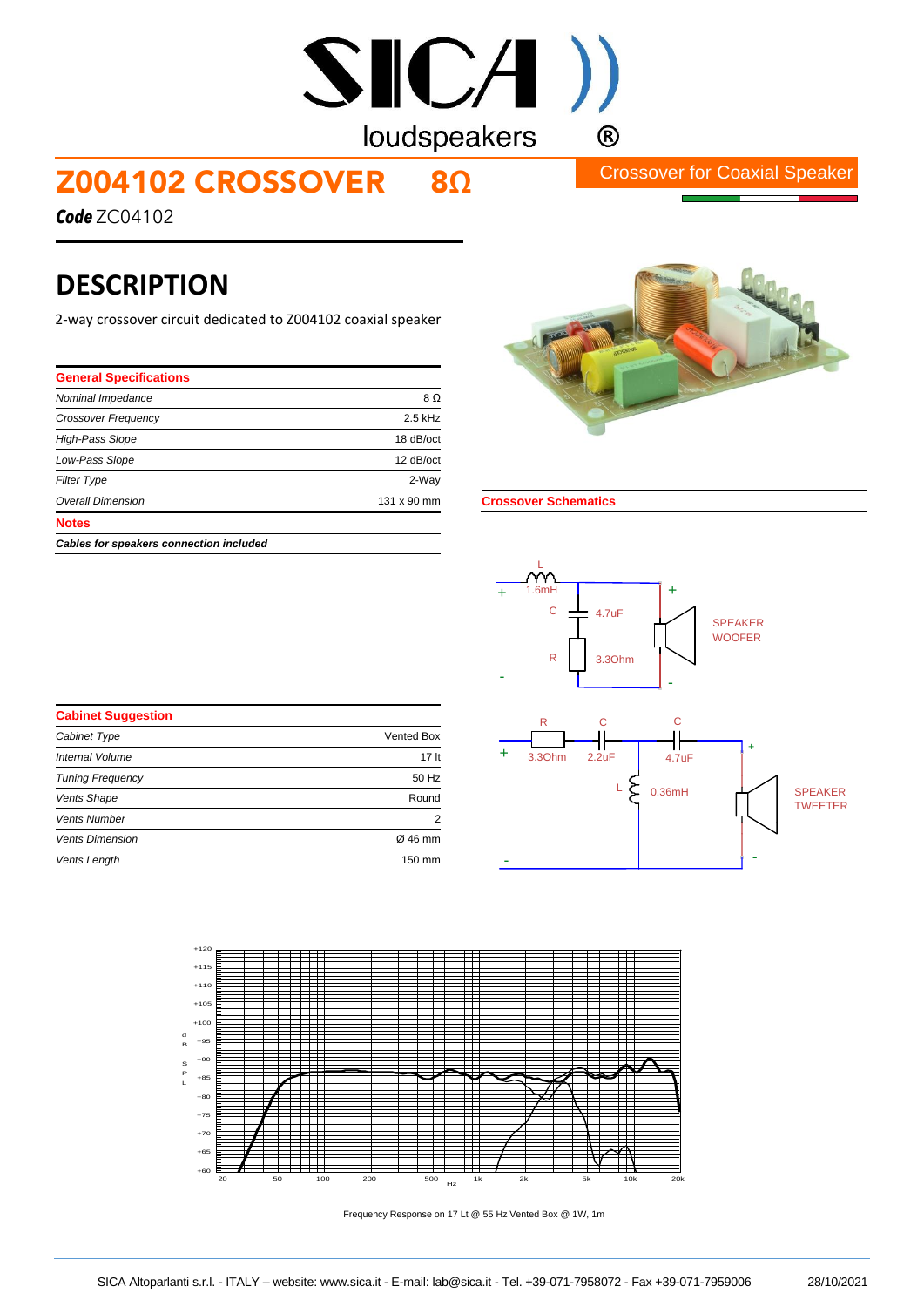# Z004102 CROSSOVER 8Ω

Crossover for Coaxial Speaker

***Code*** ZC04102

## DESCRIPTION

2-way crossover circuit dedicated to Z004102 coaxial speaker

| General Specifications | |
|---|---|
| *Nominal Impedance* | 8 Ω |
| *Crossover Frequency* | 2.5 kHz |
| *High-Pass Slope* | 18 dB/oct |
| *Low-Pass Slope* | 12 dB/oct |
| *Filter Type* | 2-Way |
| *Overall Dimension* | 131 x 90 mm |

**Notes**

***Cables for speakers connection included***

**Crossover Schematics**

L
1.6mH
C
4.7uF
R
3.3Ohm
SPEAKER WOOFER

R
3.3Ohm
C
2.2uF
C
4.7uF
L
0.36mH
SPEAKER TWEETER

| Cabinet Suggestion | |
|---|---|
| *Cabinet Type* | Vented Box |
| *Internal Volume* | 17 lt |
| *Tuning Frequency* | 50 Hz |
| *Vents Shape* | Round |
| *Vents Number* | 2 |
| *Vents Dimension* | Ø 46 mm |
| *Vents Length* | 150 mm |

dB SPL
+120
+115
+110
+105
+100
+95
+90
+85
+80
+75
+70
+65
+60

Hz
20
50
100
200
500
1k
2k
5k
10k
20k

Frequency Response on 17 Lt @ 55 Hz Vented Box @ 1W, 1m

SICA Altoparlanti s.r.l. - ITALY – website: www.sica.it - E-mail: lab@sica.it - Tel. +39-071-7958072 - Fax +39-071-7959006 28/10/2021